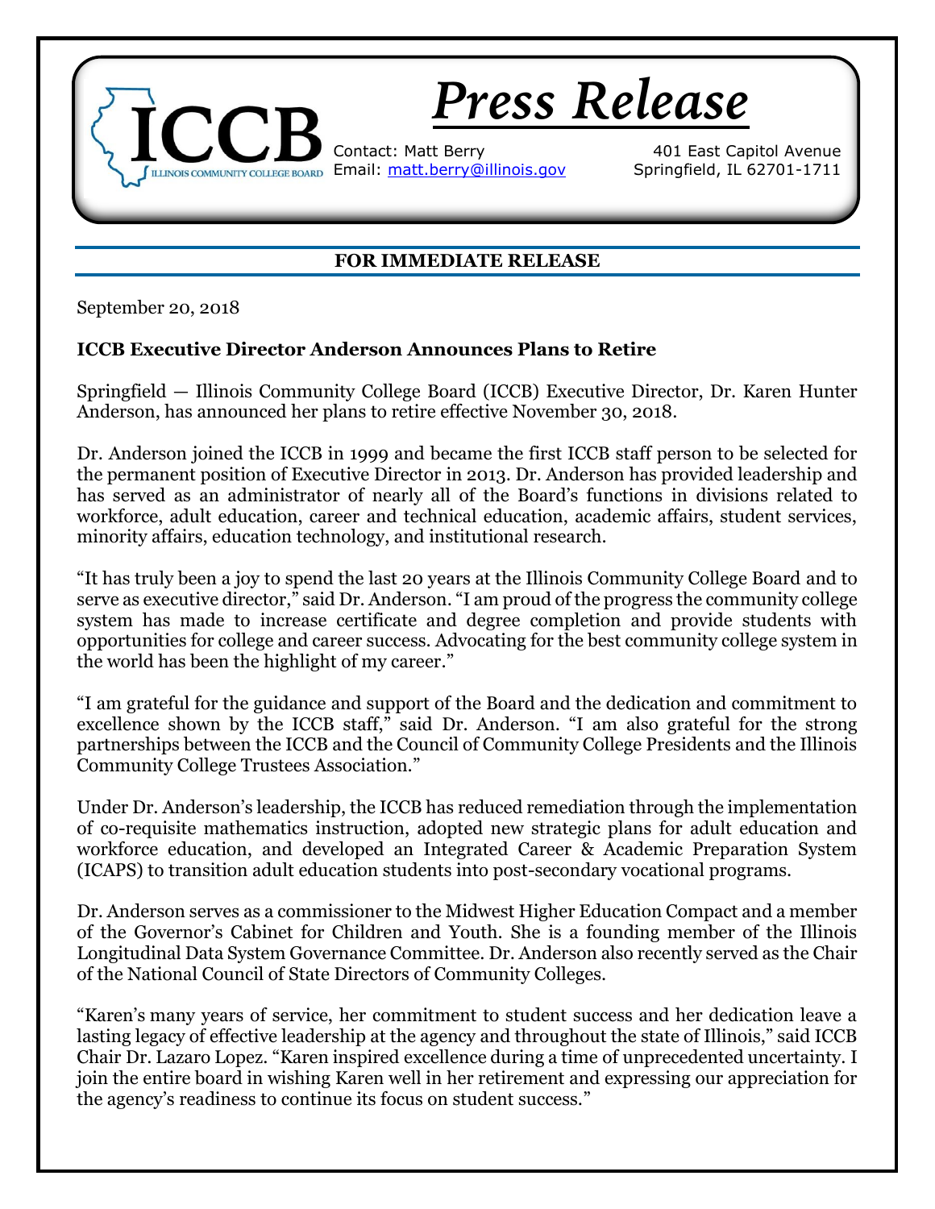# Press Release

ICCB — Illinois Community College Board

Contact: Matt Berry
Email: matt.berry@illinois.gov

401 East Capitol Avenue
Springfield, IL 62701-1711

**FOR IMMEDIATE RELEASE**

September 20, 2018

## ICCB Executive Director Anderson Announces Plans to Retire

Springfield — Illinois Community College Board (ICCB) Executive Director, Dr. Karen Hunter Anderson, has announced her plans to retire effective November 30, 2018.

Dr. Anderson joined the ICCB in 1999 and became the first ICCB staff person to be selected for the permanent position of Executive Director in 2013. Dr. Anderson has provided leadership and has served as an administrator of nearly all of the Board's functions in divisions related to workforce, adult education, career and technical education, academic affairs, student services, minority affairs, education technology, and institutional research.

"It has truly been a joy to spend the last 20 years at the Illinois Community College Board and to serve as executive director," said Dr. Anderson. "I am proud of the progress the community college system has made to increase certificate and degree completion and provide students with opportunities for college and career success. Advocating for the best community college system in the world has been the highlight of my career."

"I am grateful for the guidance and support of the Board and the dedication and commitment to excellence shown by the ICCB staff," said Dr. Anderson. "I am also grateful for the strong partnerships between the ICCB and the Council of Community College Presidents and the Illinois Community College Trustees Association."

Under Dr. Anderson's leadership, the ICCB has reduced remediation through the implementation of co-requisite mathematics instruction, adopted new strategic plans for adult education and workforce education, and developed an Integrated Career & Academic Preparation System (ICAPS) to transition adult education students into post-secondary vocational programs.

Dr. Anderson serves as a commissioner to the Midwest Higher Education Compact and a member of the Governor's Cabinet for Children and Youth. She is a founding member of the Illinois Longitudinal Data System Governance Committee. Dr. Anderson also recently served as the Chair of the National Council of State Directors of Community Colleges.

"Karen's many years of service, her commitment to student success and her dedication leave a lasting legacy of effective leadership at the agency and throughout the state of Illinois," said ICCB Chair Dr. Lazaro Lopez. "Karen inspired excellence during a time of unprecedented uncertainty. I join the entire board in wishing Karen well in her retirement and expressing our appreciation for the agency's readiness to continue its focus on student success."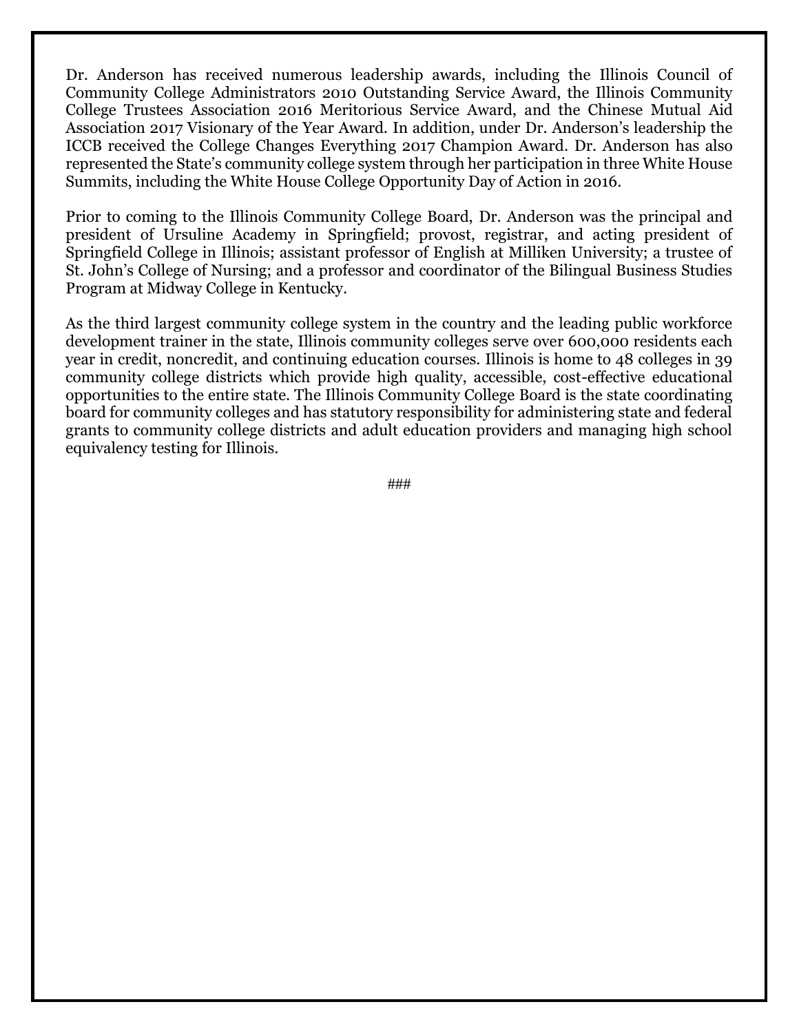Dr. Anderson has received numerous leadership awards, including the Illinois Council of Community College Administrators 2010 Outstanding Service Award, the Illinois Community College Trustees Association 2016 Meritorious Service Award, and the Chinese Mutual Aid Association 2017 Visionary of the Year Award. In addition, under Dr. Anderson's leadership the ICCB received the College Changes Everything 2017 Champion Award. Dr. Anderson has also represented the State's community college system through her participation in three White House Summits, including the White House College Opportunity Day of Action in 2016.

Prior to coming to the Illinois Community College Board, Dr. Anderson was the principal and president of Ursuline Academy in Springfield; provost, registrar, and acting president of Springfield College in Illinois; assistant professor of English at Milliken University; a trustee of St. John's College of Nursing; and a professor and coordinator of the Bilingual Business Studies Program at Midway College in Kentucky.

As the third largest community college system in the country and the leading public workforce development trainer in the state, Illinois community colleges serve over 600,000 residents each year in credit, noncredit, and continuing education courses. Illinois is home to 48 colleges in 39 community college districts which provide high quality, accessible, cost-effective educational opportunities to the entire state. The Illinois Community College Board is the state coordinating board for community colleges and has statutory responsibility for administering state and federal grants to community college districts and adult education providers and managing high school equivalency testing for Illinois.

###